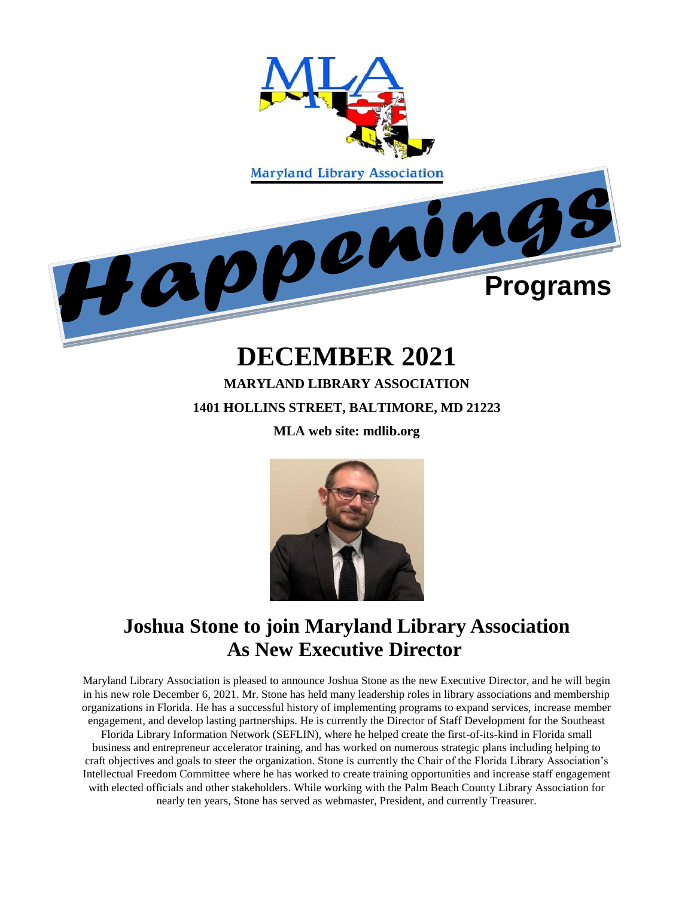MLA

Maryland Library Association

*Happenings*

**Programs**

# DECEMBER 2021

**MARYLAND LIBRARY ASSOCIATION**

**1401 HOLLINS STREET, BALTIMORE, MD 21223**

**MLA web site: mdlib.org**

## Joshua Stone to join Maryland Library Association As New Executive Director

Maryland Library Association is pleased to announce Joshua Stone as the new Executive Director, and he will begin in his new role December 6, 2021. Mr. Stone has held many leadership roles in library associations and membership organizations in Florida. He has a successful history of implementing programs to expand services, increase member engagement, and develop lasting partnerships. He is currently the Director of Staff Development for the Southeast Florida Library Information Network (SEFLIN), where he helped create the first-of-its-kind in Florida small business and entrepreneur accelerator training, and has worked on numerous strategic plans including helping to craft objectives and goals to steer the organization. Stone is currently the Chair of the Florida Library Association's Intellectual Freedom Committee where he has worked to create training opportunities and increase staff engagement with elected officials and other stakeholders. While working with the Palm Beach County Library Association for nearly ten years, Stone has served as webmaster, President, and currently Treasurer.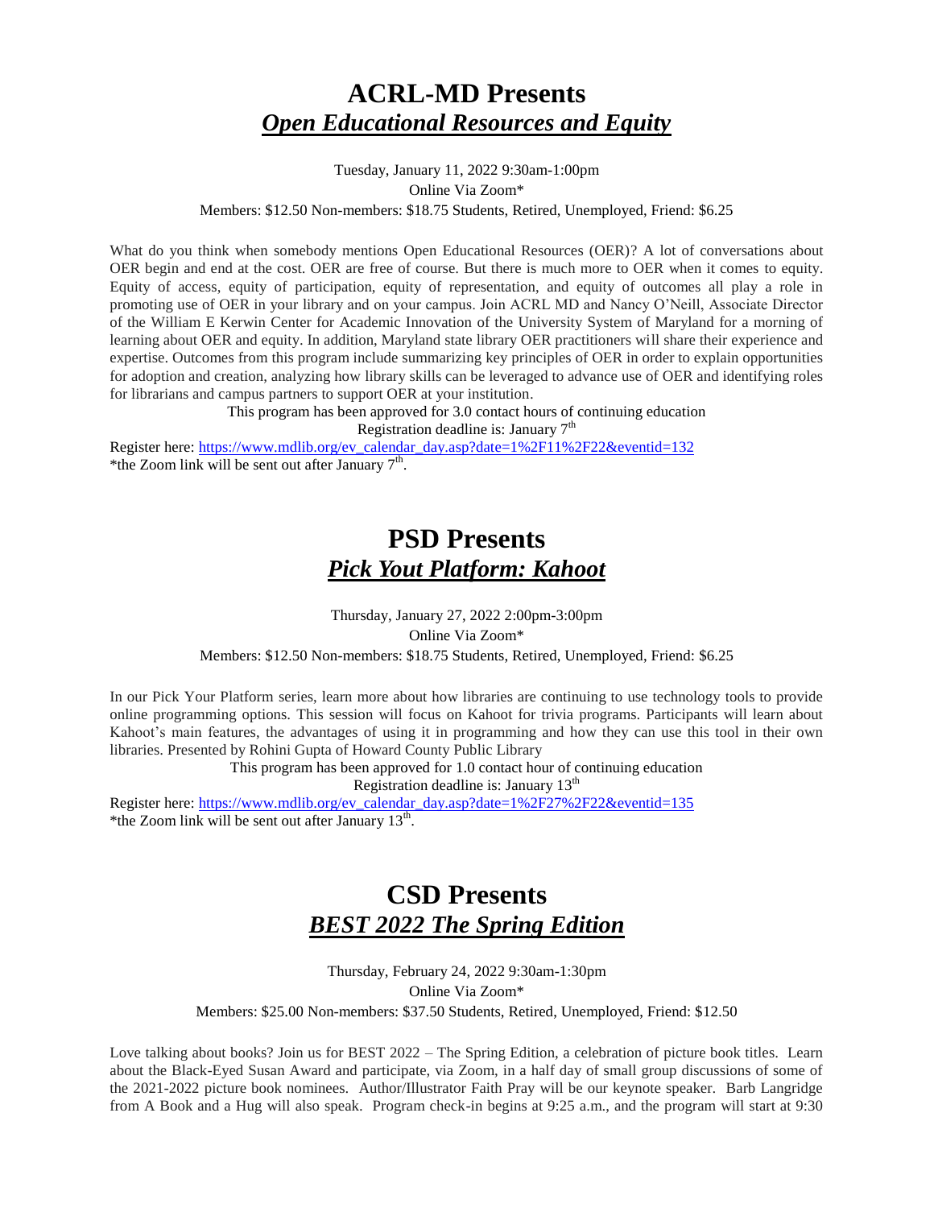# ACRL-MD Presents

## ***Open Educational Resources and Equity***

Tuesday, January 11, 2022 9:30am-1:00pm

Online Via Zoom*

Members: $12.50 Non-members: $18.75 Students, Retired, Unemployed, Friend: $6.25

What do you think when somebody mentions Open Educational Resources (OER)? A lot of conversations about OER begin and end at the cost. OER are free of course. But there is much more to OER when it comes to equity. Equity of access, equity of participation, equity of representation, and equity of outcomes all play a role in promoting use of OER in your library and on your campus. Join ACRL MD and Nancy O'Neill, Associate Director of the William E Kerwin Center for Academic Innovation of the University System of Maryland for a morning of learning about OER and equity. In addition, Maryland state library OER practitioners will share their experience and expertise. Outcomes from this program include summarizing key principles of OER in order to explain opportunities for adoption and creation, analyzing how library skills can be leveraged to advance use of OER and identifying roles for librarians and campus partners to support OER at your institution.

This program has been approved for 3.0 contact hours of continuing education

Registration deadline is: January 7th

Register here: https://www.mdlib.org/ev_calendar_day.asp?date=1%2F11%2F22&eventid=132

*the Zoom link will be sent out after January 7th.

# PSD Presents

## ***Pick Yout Platform: Kahoot***

Thursday, January 27, 2022 2:00pm-3:00pm

Online Via Zoom*

Members: $12.50 Non-members: $18.75 Students, Retired, Unemployed, Friend: $6.25

In our Pick Your Platform series, learn more about how libraries are continuing to use technology tools to provide online programming options. This session will focus on Kahoot for trivia programs. Participants will learn about Kahoot's main features, the advantages of using it in programming and how they can use this tool in their own libraries. Presented by Rohini Gupta of Howard County Public Library

This program has been approved for 1.0 contact hour of continuing education

Registration deadline is: January 13th

Register here: https://www.mdlib.org/ev_calendar_day.asp?date=1%2F27%2F22&eventid=135

*the Zoom link will be sent out after January 13th.

# CSD Presents

## ***BEST 2022 The Spring Edition***

Thursday, February 24, 2022 9:30am-1:30pm

Online Via Zoom*

Members: $25.00 Non-members: $37.50 Students, Retired, Unemployed, Friend: $12.50

Love talking about books? Join us for BEST 2022 – The Spring Edition, a celebration of picture book titles. Learn about the Black-Eyed Susan Award and participate, via Zoom, in a half day of small group discussions of some of the 2021-2022 picture book nominees. Author/Illustrator Faith Pray will be our keynote speaker. Barb Langridge from A Book and a Hug will also speak. Program check-in begins at 9:25 a.m., and the program will start at 9:30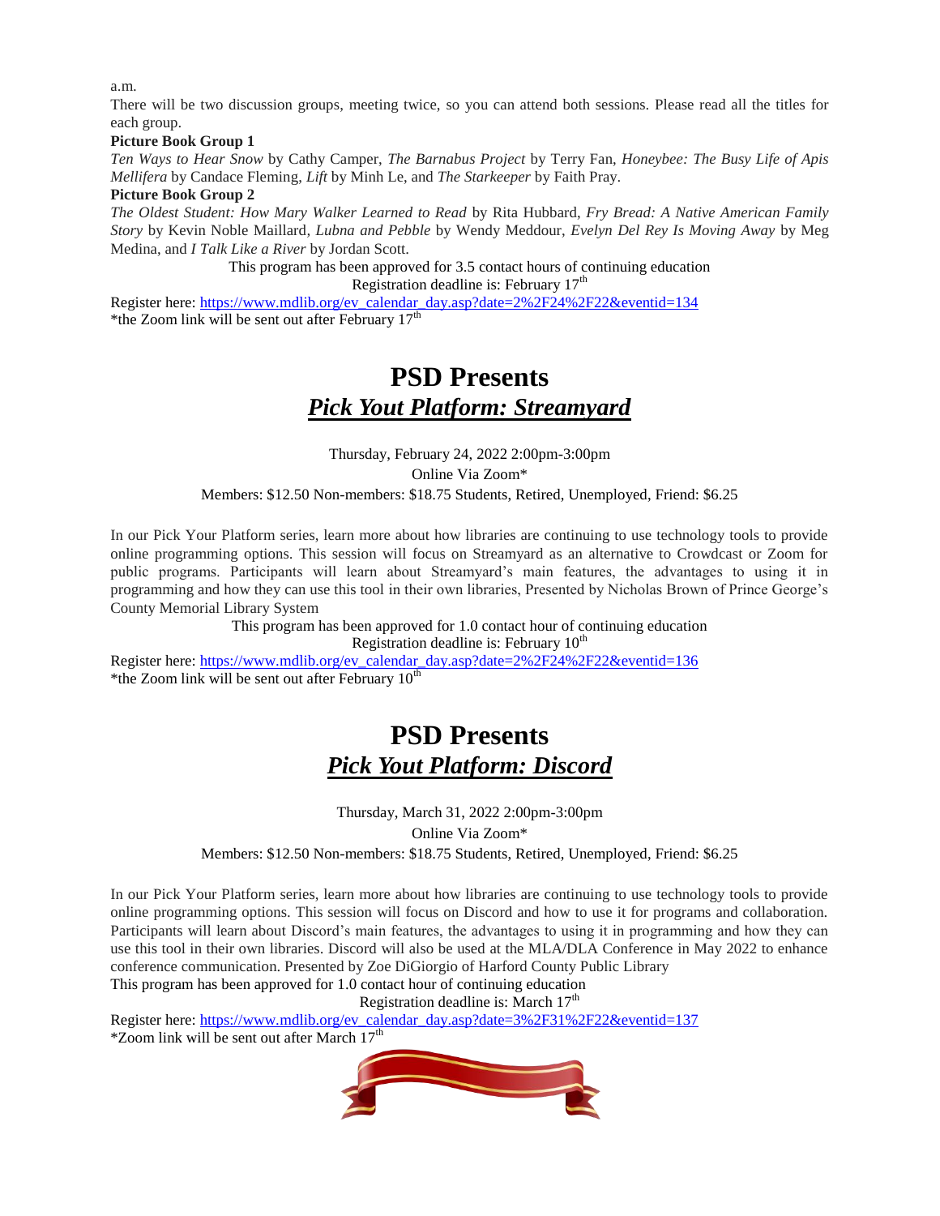a.m.

There will be two discussion groups, meeting twice, so you can attend both sessions. Please read all the titles for each group.

**Picture Book Group 1**

*Ten Ways to Hear Snow* by Cathy Camper, *The Barnabus Project* by Terry Fan, *Honeybee: The Busy Life of Apis Mellifera* by Candace Fleming, *Lift* by Minh Le, and *The Starkeeper* by Faith Pray.

**Picture Book Group 2**

*The Oldest Student: How Mary Walker Learned to Read* by Rita Hubbard, *Fry Bread: A Native American Family Story* by Kevin Noble Maillard, *Lubna and Pebble* by Wendy Meddour, *Evelyn Del Rey Is Moving Away* by Meg Medina, and *I Talk Like a River* by Jordan Scott.

This program has been approved for 3.5 contact hours of continuing education

Registration deadline is: February 17th

Register here: https://www.mdlib.org/ev_calendar_day.asp?date=2%2F24%2F22&eventid=134

*the Zoom link will be sent out after February 17th

# PSD Presents

## *Pick Yout Platform: Streamyard*

Thursday, February 24, 2022 2:00pm-3:00pm

Online Via Zoom*

Members: $12.50 Non-members: $18.75 Students, Retired, Unemployed, Friend: $6.25

In our Pick Your Platform series, learn more about how libraries are continuing to use technology tools to provide online programming options. This session will focus on Streamyard as an alternative to Crowdcast or Zoom for public programs. Participants will learn about Streamyard's main features, the advantages to using it in programming and how they can use this tool in their own libraries, Presented by Nicholas Brown of Prince George's County Memorial Library System

This program has been approved for 1.0 contact hour of continuing education

Registration deadline is: February 10th

Register here: https://www.mdlib.org/ev_calendar_day.asp?date=2%2F24%2F22&eventid=136

*the Zoom link will be sent out after February 10th

# PSD Presents

## *Pick Yout Platform: Discord*

Thursday, March 31, 2022 2:00pm-3:00pm

Online Via Zoom*

Members: $12.50 Non-members: $18.75 Students, Retired, Unemployed, Friend: $6.25

In our Pick Your Platform series, learn more about how libraries are continuing to use technology tools to provide online programming options. This session will focus on Discord and how to use it for programs and collaboration. Participants will learn about Discord's main features, the advantages to using it in programming and how they can use this tool in their own libraries. Discord will also be used at the MLA/DLA Conference in May 2022 to enhance conference communication. Presented by Zoe DiGiorgio of Harford County Public Library

This program has been approved for 1.0 contact hour of continuing education

Registration deadline is: March 17th

Register here: https://www.mdlib.org/ev_calendar_day.asp?date=3%2F31%2F22&eventid=137

*Zoom link will be sent out after March 17th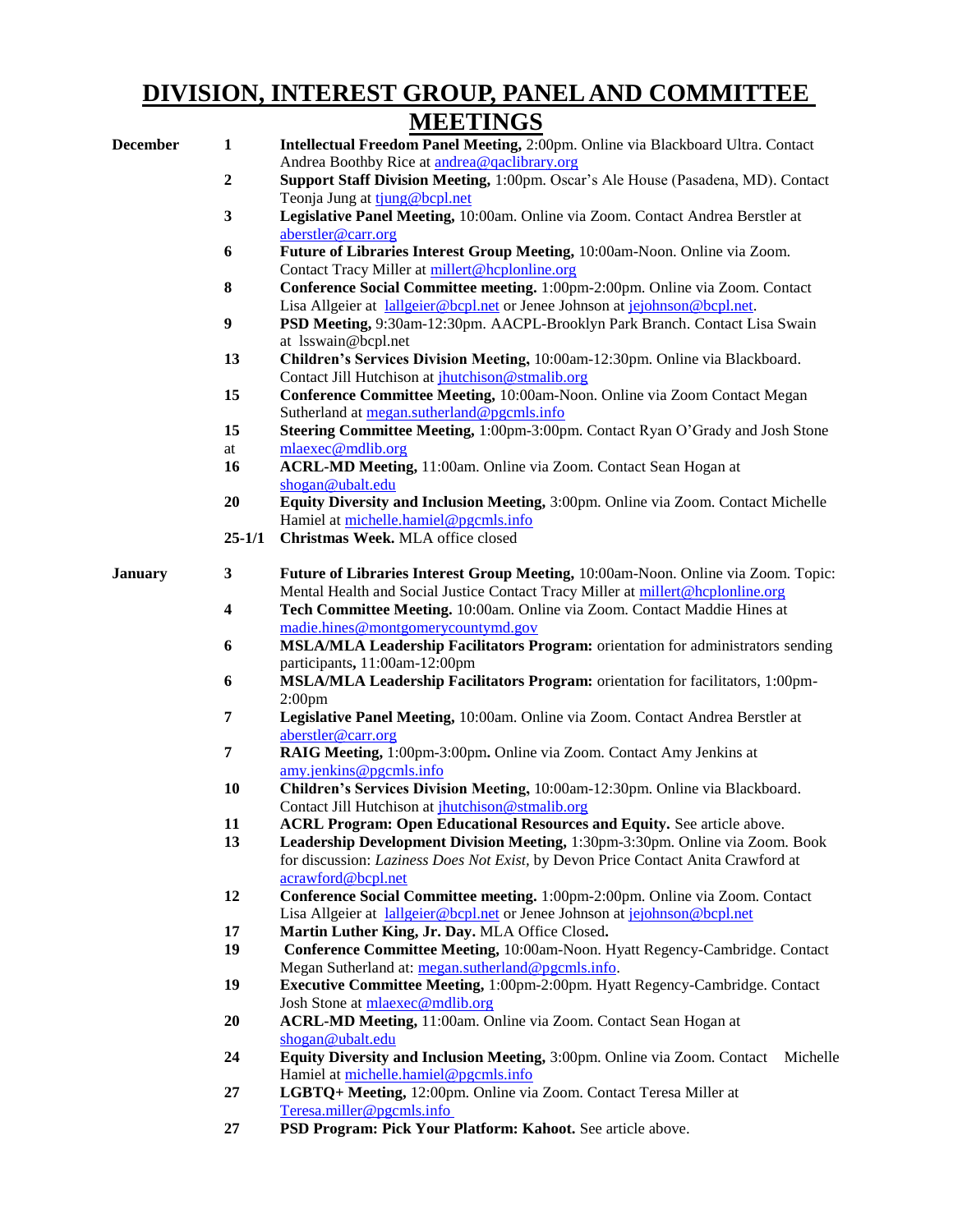# DIVISION, INTEREST GROUP, PANEL AND COMMITTEE MEETINGS

**December**

- **1** — **Intellectual Freedom Panel Meeting,** 2:00pm. Online via Blackboard Ultra. Contact Andrea Boothby Rice at andrea@qaclibrary.org
- **2** — **Support Staff Division Meeting,** 1:00pm. Oscar's Ale House (Pasadena, MD). Contact Teonja Jung at tjung@bcpl.net
- **3** — **Legislative Panel Meeting,** 10:00am. Online via Zoom. Contact Andrea Berstler at aberstler@carr.org
- **6** — **Future of Libraries Interest Group Meeting,** 10:00am-Noon. Online via Zoom. Contact Tracy Miller at millert@hcplonline.org
- **8** — **Conference Social Committee meeting.** 1:00pm-2:00pm. Online via Zoom. Contact Lisa Allgeier at lallgeier@bcpl.net or Jenee Johnson at jejohnson@bcpl.net.
- **9** — **PSD Meeting,** 9:30am-12:30pm. AACPL-Brooklyn Park Branch. Contact Lisa Swain at lsswain@bcpl.net
- **13** — **Children's Services Division Meeting,** 10:00am-12:30pm. Online via Blackboard. Contact Jill Hutchison at jhutchison@stmalib.org
- **15** — **Conference Committee Meeting,** 10:00am-Noon. Online via Zoom Contact Megan Sutherland at megan.sutherland@pgcmls.info
- **15** — **Steering Committee Meeting,** 1:00pm-3:00pm. Contact Ryan O'Grady and Josh Stone at mlaexec@mdlib.org
- **16** — **ACRL-MD Meeting,** 11:00am. Online via Zoom. Contact Sean Hogan at shogan@ubalt.edu
- **20** — **Equity Diversity and Inclusion Meeting,** 3:00pm. Online via Zoom. Contact Michelle Hamiel at michelle.hamiel@pgcmls.info
- **25-1/1** — **Christmas Week.** MLA office closed

**January**

- **3** — **Future of Libraries Interest Group Meeting,** 10:00am-Noon. Online via Zoom. Topic: Mental Health and Social Justice Contact Tracy Miller at millert@hcplonline.org
- **4** — **Tech Committee Meeting.** 10:00am. Online via Zoom. Contact Maddie Hines at madie.hines@montgomerycountymd.gov
- **6** — **MSLA/MLA Leadership Facilitators Program:** orientation for administrators sending participants**,** 11:00am-12:00pm
- **6** — **MSLA/MLA Leadership Facilitators Program:** orientation for facilitators, 1:00pm-2:00pm
- **7** — **Legislative Panel Meeting,** 10:00am. Online via Zoom. Contact Andrea Berstler at aberstler@carr.org
- **7** — **RAIG Meeting,** 1:00pm-3:00pm**.** Online via Zoom. Contact Amy Jenkins at amy.jenkins@pgcmls.info
- **10** — **Children's Services Division Meeting,** 10:00am-12:30pm. Online via Blackboard. Contact Jill Hutchison at jhutchison@stmalib.org
- **11** — **ACRL Program: Open Educational Resources and Equity.** See article above.
- **13** — **Leadership Development Division Meeting,** 1:30pm-3:30pm. Online via Zoom. Book for discussion: *Laziness Does Not Exist,* by Devon Price Contact Anita Crawford at acrawford@bcpl.net
- **12** — **Conference Social Committee meeting.** 1:00pm-2:00pm. Online via Zoom. Contact Lisa Allgeier at lallgeier@bcpl.net or Jenee Johnson at jejohnson@bcpl.net
- **17** — **Martin Luther King, Jr. Day.** MLA Office Closed**.**
- **19** — **Conference Committee Meeting,** 10:00am-Noon. Hyatt Regency-Cambridge. Contact Megan Sutherland at: megan.sutherland@pgcmls.info.
- **19** — **Executive Committee Meeting,** 1:00pm-2:00pm. Hyatt Regency-Cambridge. Contact Josh Stone at mlaexec@mdlib.org
- **20** — **ACRL-MD Meeting,** 11:00am. Online via Zoom. Contact Sean Hogan at shogan@ubalt.edu
- **24** — **Equity Diversity and Inclusion Meeting,** 3:00pm. Online via Zoom. Contact Michelle Hamiel at michelle.hamiel@pgcmls.info
- **27** — **LGBTQ+ Meeting,** 12:00pm. Online via Zoom. Contact Teresa Miller at Teresa.miller@pgcmls.info
- **27** — **PSD Program: Pick Your Platform: Kahoot.** See article above.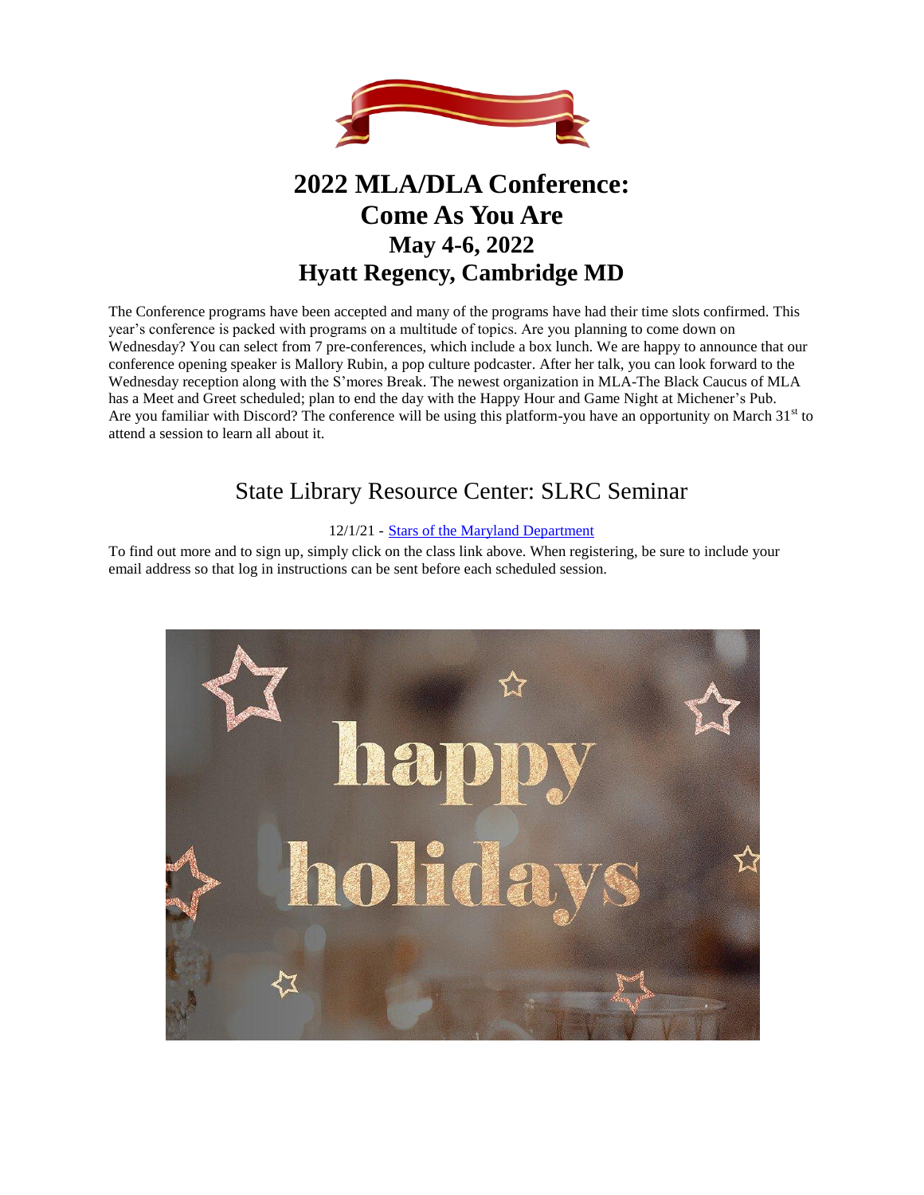# 2022 MLA/DLA Conference: Come As You Are
# May 4-6, 2022
# Hyatt Regency, Cambridge MD

The Conference programs have been accepted and many of the programs have had their time slots confirmed. This year's conference is packed with programs on a multitude of topics. Are you planning to come down on Wednesday? You can select from 7 pre-conferences, which include a box lunch. We are happy to announce that our conference opening speaker is Mallory Rubin, a pop culture podcaster. After her talk, you can look forward to the Wednesday reception along with the S'mores Break. The newest organization in MLA-The Black Caucus of MLA has a Meet and Greet scheduled; plan to end the day with the Happy Hour and Game Night at Michener's Pub. Are you familiar with Discord? The conference will be using this platform-you have an opportunity on March 31st to attend a session to learn all about it.

## State Library Resource Center: SLRC Seminar

12/1/21 - Stars of the Maryland Department

To find out more and to sign up, simply click on the class link above. When registering, be sure to include your email address so that log in instructions can be sent before each scheduled session.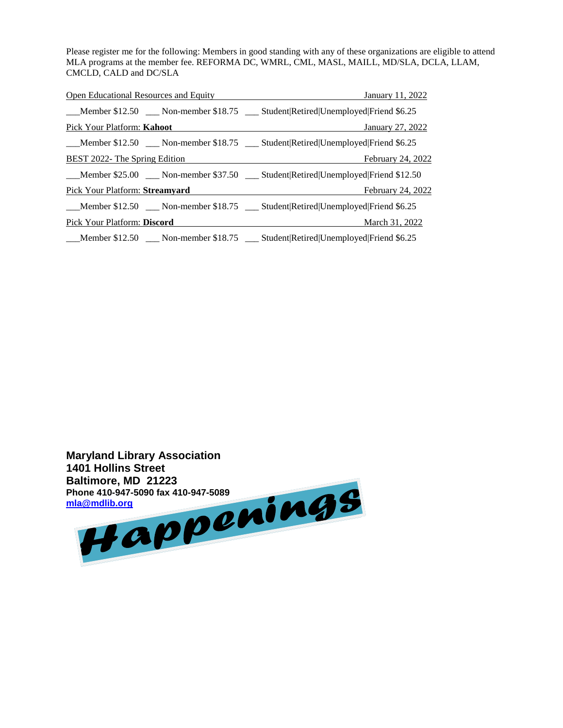Please register me for the following: Members in good standing with any of these organizations are eligible to attend MLA programs at the member fee. REFORMA DC, WMRL, CML, MASL, MAILL, MD/SLA, DCLA, LLAM, CMCLD, CALD and DC/SLA

Open Educational Resources and Equity — January 11, 2022

___Member $12.50 ___ Non-member $18.75 ___ Student|Retired|Unemployed|Friend $6.25

Pick Your Platform: **Kahoot** — January 27, 2022

___Member $12.50 ___ Non-member $18.75 ___ Student|Retired|Unemployed|Friend $6.25

BEST 2022- The Spring Edition — February 24, 2022

___Member $25.00 ___ Non-member $37.50 ___ Student|Retired|Unemployed|Friend $12.50

Pick Your Platform: **Streamyard** — February 24, 2022

___Member $12.50 ___ Non-member $18.75 ___ Student|Retired|Unemployed|Friend $6.25

Pick Your Platform: **Discord** — March 31, 2022

___Member $12.50 ___ Non-member $18.75 ___ Student|Retired|Unemployed|Friend $6.25

**Maryland Library Association**
**1401 Hollins Street**
**Baltimore, MD 21223**
**Phone 410-947-5090 fax 410-947-5089**
**mla@mdlib.org**

Happenings